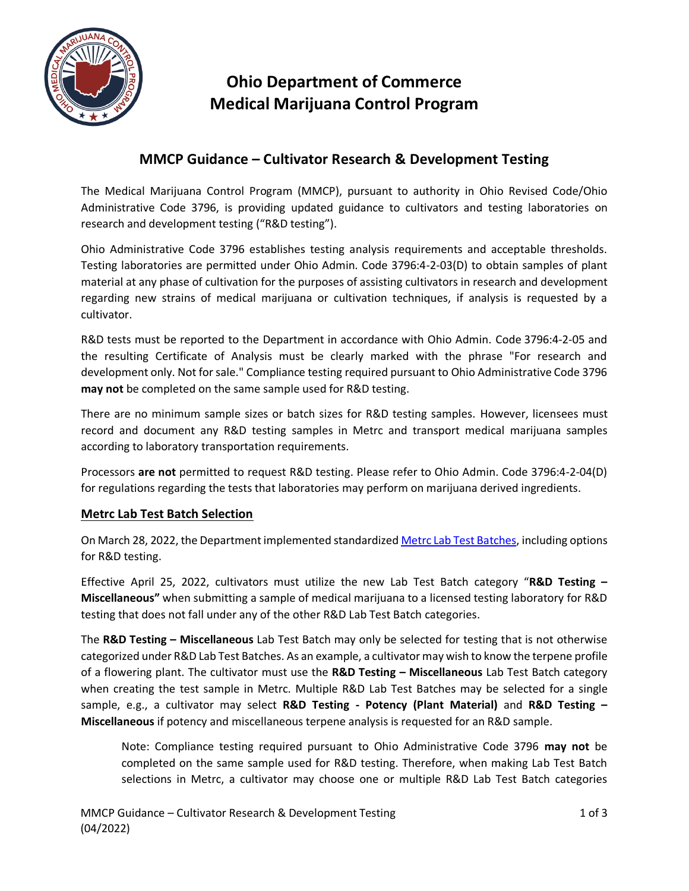# Ohio Department of Commerce
# Medical Marijuana Control Program

## MMCP Guidance – Cultivator Research & Development Testing

The Medical Marijuana Control Program (MMCP), pursuant to authority in Ohio Revised Code/Ohio Administrative Code 3796, is providing updated guidance to cultivators and testing laboratories on research and development testing ("R&D testing").

Ohio Administrative Code 3796 establishes testing analysis requirements and acceptable thresholds. Testing laboratories are permitted under Ohio Admin. Code 3796:4-2-03(D) to obtain samples of plant material at any phase of cultivation for the purposes of assisting cultivators in research and development regarding new strains of medical marijuana or cultivation techniques, if analysis is requested by a cultivator.

R&D tests must be reported to the Department in accordance with Ohio Admin. Code 3796:4-2-05 and the resulting Certificate of Analysis must be clearly marked with the phrase "For research and development only. Not for sale." Compliance testing required pursuant to Ohio Administrative Code 3796 **may not** be completed on the same sample used for R&D testing.

There are no minimum sample sizes or batch sizes for R&D testing samples. However, licensees must record and document any R&D testing samples in Metrc and transport medical marijuana samples according to laboratory transportation requirements.

Processors **are not** permitted to request R&D testing. Please refer to Ohio Admin. Code 3796:4-2-04(D) for regulations regarding the tests that laboratories may perform on marijuana derived ingredients.

### Metrc Lab Test Batch Selection

On March 28, 2022, the Department implemented standardized Metrc Lab Test Batches, including options for R&D testing.

Effective April 25, 2022, cultivators must utilize the new Lab Test Batch category "**R&D Testing – Miscellaneous"** when submitting a sample of medical marijuana to a licensed testing laboratory for R&D testing that does not fall under any of the other R&D Lab Test Batch categories.

The **R&D Testing – Miscellaneous** Lab Test Batch may only be selected for testing that is not otherwise categorized under R&D Lab Test Batches. As an example, a cultivator may wish to know the terpene profile of a flowering plant. The cultivator must use the **R&D Testing – Miscellaneous** Lab Test Batch category when creating the test sample in Metrc. Multiple R&D Lab Test Batches may be selected for a single sample, e.g., a cultivator may select **R&D Testing - Potency (Plant Material)** and **R&D Testing – Miscellaneous** if potency and miscellaneous terpene analysis is requested for an R&D sample.

> Note: Compliance testing required pursuant to Ohio Administrative Code 3796 **may not** be completed on the same sample used for R&D testing. Therefore, when making Lab Test Batch selections in Metrc, a cultivator may choose one or multiple R&D Lab Test Batch categories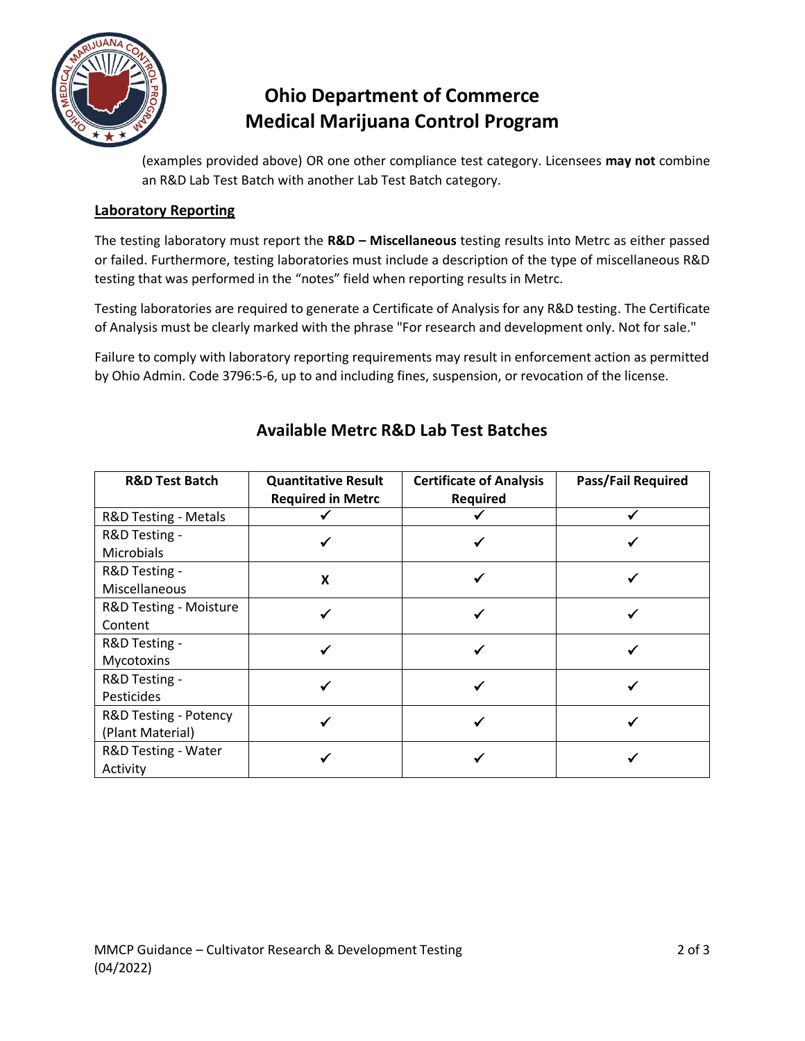(examples provided above) OR one other compliance test category. Licensees **may not** combine an R&D Lab Test Batch with another Lab Test Batch category.

## Laboratory Reporting

The testing laboratory must report the **R&D – Miscellaneous** testing results into Metrc as either passed or failed. Furthermore, testing laboratories must include a description of the type of miscellaneous R&D testing that was performed in the "notes" field when reporting results in Metrc.

Testing laboratories are required to generate a Certificate of Analysis for any R&D testing. The Certificate of Analysis must be clearly marked with the phrase "For research and development only. Not for sale."

Failure to comply with laboratory reporting requirements may result in enforcement action as permitted by Ohio Admin. Code 3796:5-6, up to and including fines, suspension, or revocation of the license.

## Available Metrc R&D Lab Test Batches

| R&D Test Batch | Quantitative Result Required in Metrc | Certificate of Analysis Required | Pass/Fail Required |
|---|---|---|---|
| R&D Testing - Metals | ✓ | ✓ | ✓ |
| R&D Testing - Microbials | ✓ | ✓ | ✓ |
| R&D Testing - Miscellaneous | X | ✓ | ✓ |
| R&D Testing - Moisture Content | ✓ | ✓ | ✓ |
| R&D Testing - Mycotoxins | ✓ | ✓ | ✓ |
| R&D Testing - Pesticides | ✓ | ✓ | ✓ |
| R&D Testing - Potency (Plant Material) | ✓ | ✓ | ✓ |
| R&D Testing - Water Activity | ✓ | ✓ | ✓ |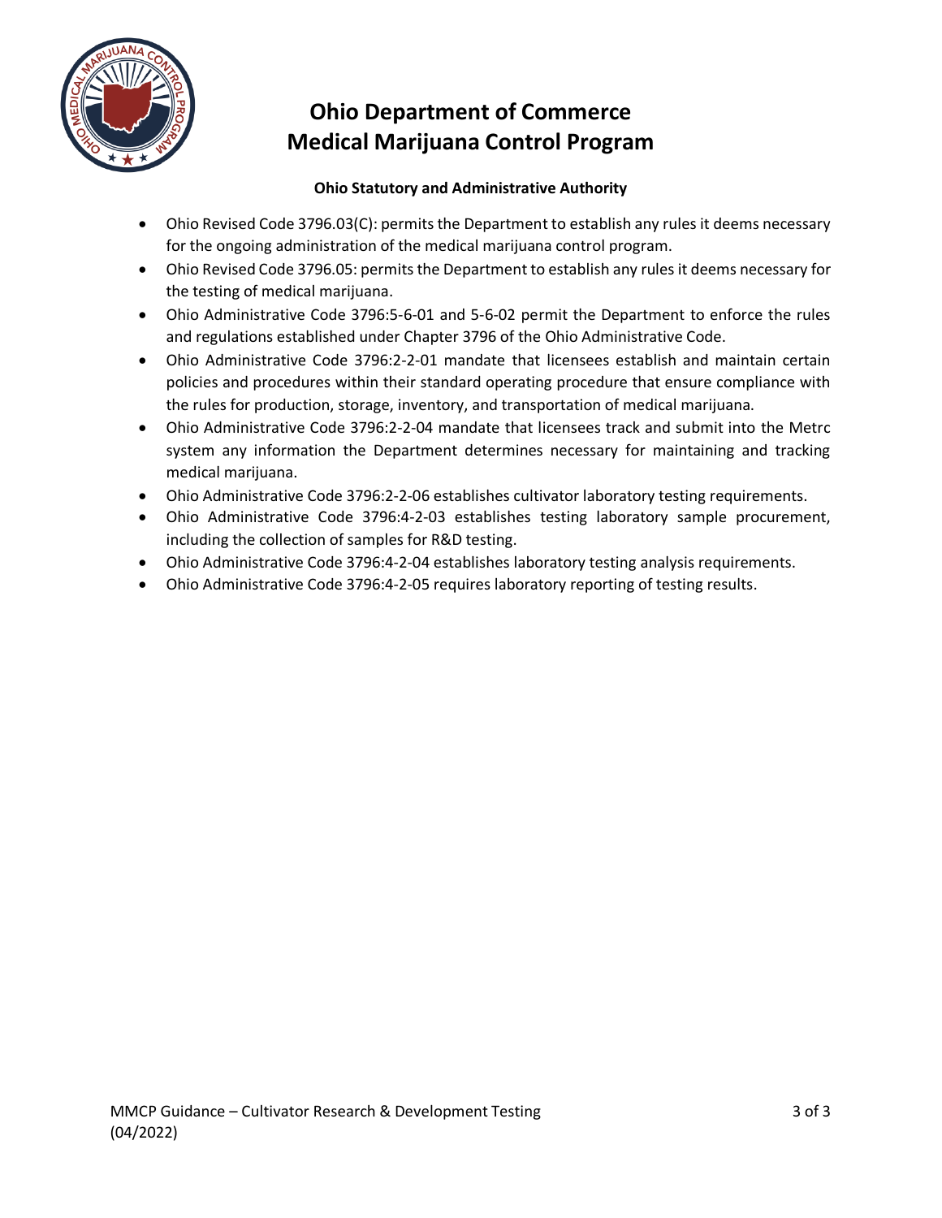# Ohio Department of Commerce
# Medical Marijuana Control Program

**Ohio Statutory and Administrative Authority**

- Ohio Revised Code 3796.03(C): permits the Department to establish any rules it deems necessary for the ongoing administration of the medical marijuana control program.
- Ohio Revised Code 3796.05: permits the Department to establish any rules it deems necessary for the testing of medical marijuana.
- Ohio Administrative Code 3796:5-6-01 and 5-6-02 permit the Department to enforce the rules and regulations established under Chapter 3796 of the Ohio Administrative Code.
- Ohio Administrative Code 3796:2-2-01 mandate that licensees establish and maintain certain policies and procedures within their standard operating procedure that ensure compliance with the rules for production, storage, inventory, and transportation of medical marijuana.
- Ohio Administrative Code 3796:2-2-04 mandate that licensees track and submit into the Metrc system any information the Department determines necessary for maintaining and tracking medical marijuana.
- Ohio Administrative Code 3796:2-2-06 establishes cultivator laboratory testing requirements.
- Ohio Administrative Code 3796:4-2-03 establishes testing laboratory sample procurement, including the collection of samples for R&D testing.
- Ohio Administrative Code 3796:4-2-04 establishes laboratory testing analysis requirements.
- Ohio Administrative Code 3796:4-2-05 requires laboratory reporting of testing results.